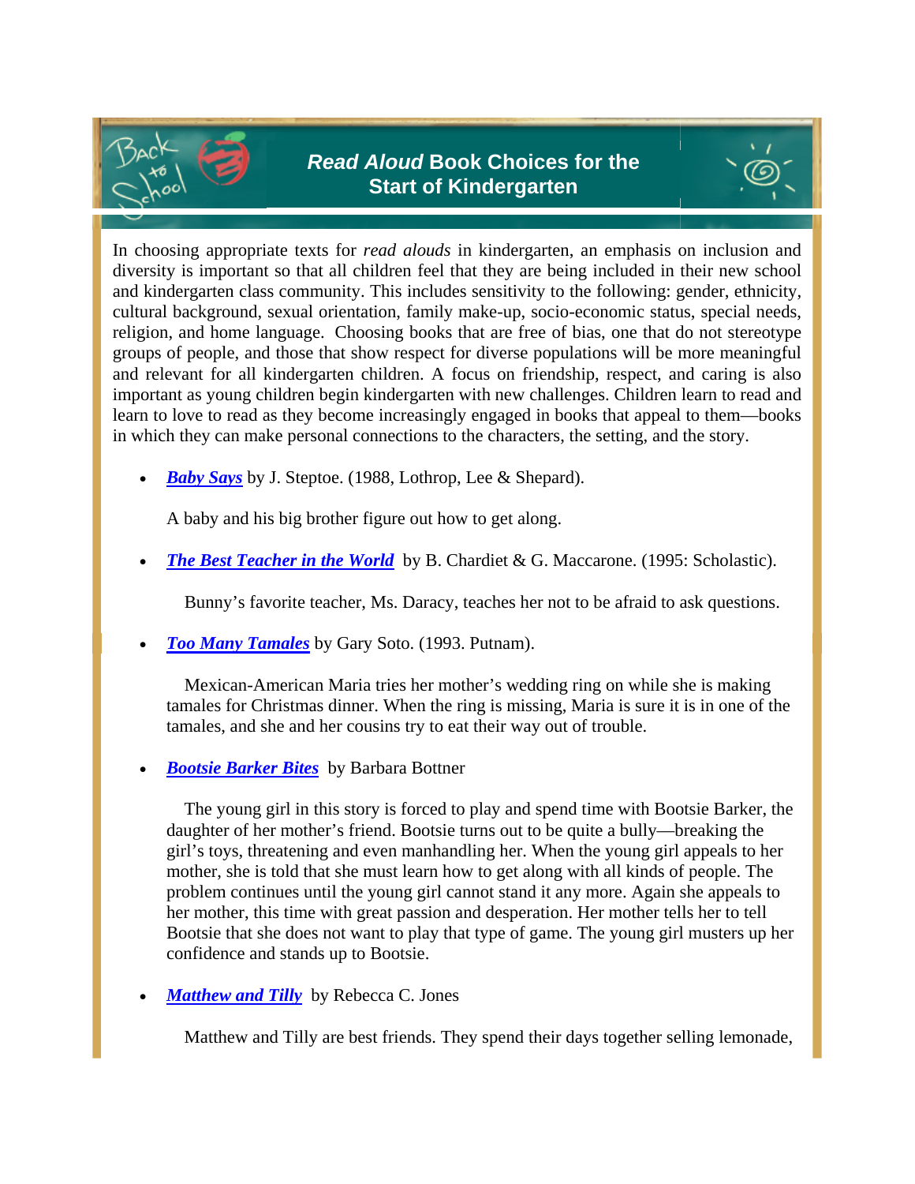# *Read Aloud* Book Choices for the Start of Kindergarten

In choosing appropriate texts for *read alouds* in kindergarten, an emphasis on inclusion and diversity is important so that all children feel that they are being included in their new school and kindergarten class community. This includes sensitivity to the following: gender, ethnicity, cultural background, sexual orientation, family make-up, socio-economic status, special needs, religion, and home language. Choosing books that are free of bias, one that do not stereotype groups of people, and those that show respect for diverse populations will be more meaningful and relevant for all kindergarten children. A focus on friendship, respect, and caring is also important as young children begin kindergarten with new challenges. Children learn to read and learn to love to read as they become increasingly engaged in books that appeal to them—books in which they can make personal connections to the characters, the setting, and the story.

- ***Baby Says*** by J. Steptoe. (1988, Lothrop, Lee & Shepard).

  A baby and his big brother figure out how to get along.

- ***The Best Teacher in the World*** by B. Chardiet & G. Maccarone. (1995: Scholastic).

  Bunny's favorite teacher, Ms. Daracy, teaches her not to be afraid to ask questions.

- ***Too Many Tamales*** by Gary Soto. (1993. Putnam).

  Mexican-American Maria tries her mother's wedding ring on while she is making tamales for Christmas dinner. When the ring is missing, Maria is sure it is in one of the tamales, and she and her cousins try to eat their way out of trouble.

- ***Bootsie Barker Bites*** by Barbara Bottner

  The young girl in this story is forced to play and spend time with Bootsie Barker, the daughter of her mother's friend. Bootsie turns out to be quite a bully—breaking the girl's toys, threatening and even manhandling her. When the young girl appeals to her mother, she is told that she must learn how to get along with all kinds of people. The problem continues until the young girl cannot stand it any more. Again she appeals to her mother, this time with great passion and desperation. Her mother tells her to tell Bootsie that she does not want to play that type of game. The young girl musters up her confidence and stands up to Bootsie.

- ***Matthew and Tilly*** by Rebecca C. Jones

  Matthew and Tilly are best friends. They spend their days together selling lemonade,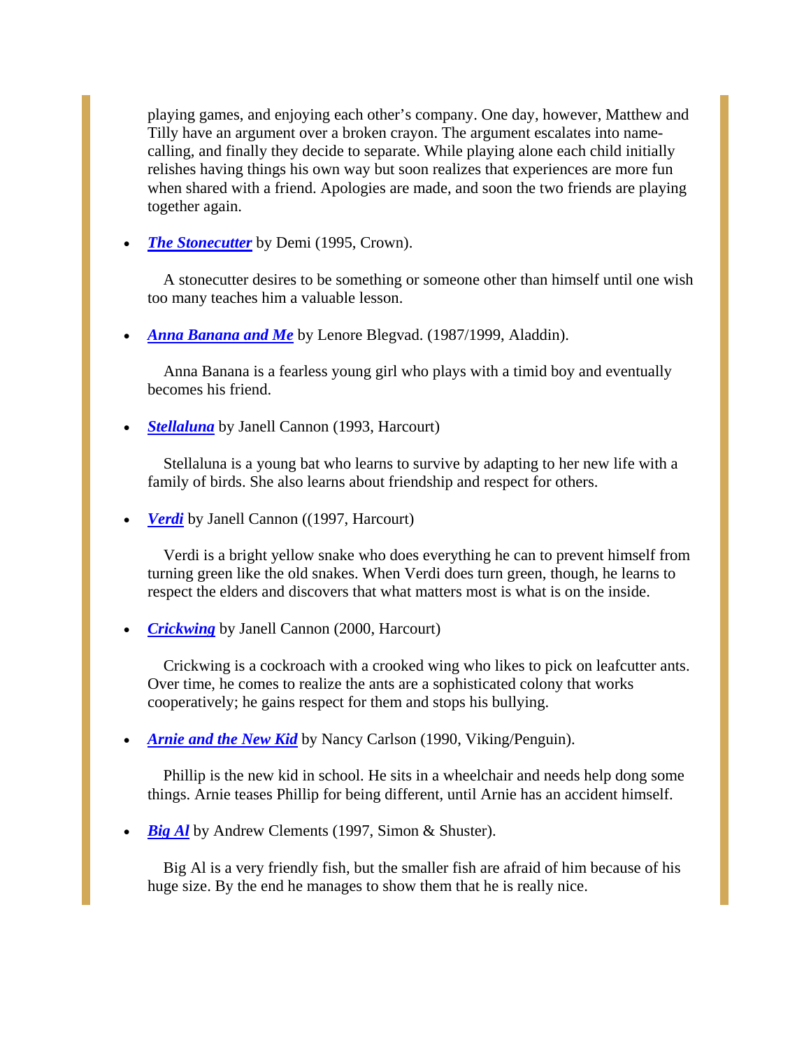playing games, and enjoying each other's company. One day, however, Matthew and Tilly have an argument over a broken crayon. The argument escalates into name-calling, and finally they decide to separate. While playing alone each child initially relishes having things his own way but soon realizes that experiences are more fun when shared with a friend. Apologies are made, and soon the two friends are playing together again.

- ***The Stonecutter*** by Demi (1995, Crown).

  A stonecutter desires to be something or someone other than himself until one wish too many teaches him a valuable lesson.

- ***Anna Banana and Me*** by Lenore Blegvad. (1987/1999, Aladdin).

  Anna Banana is a fearless young girl who plays with a timid boy and eventually becomes his friend.

- ***Stellaluna*** by Janell Cannon (1993, Harcourt)

  Stellaluna is a young bat who learns to survive by adapting to her new life with a family of birds. She also learns about friendship and respect for others.

- ***Verdi*** by Janell Cannon ((1997, Harcourt)

  Verdi is a bright yellow snake who does everything he can to prevent himself from turning green like the old snakes. When Verdi does turn green, though, he learns to respect the elders and discovers that what matters most is what is on the inside.

- ***Crickwing*** by Janell Cannon (2000, Harcourt)

  Crickwing is a cockroach with a crooked wing who likes to pick on leafcutter ants. Over time, he comes to realize the ants are a sophisticated colony that works cooperatively; he gains respect for them and stops his bullying.

- ***Arnie and the New Kid*** by Nancy Carlson (1990, Viking/Penguin).

  Phillip is the new kid in school. He sits in a wheelchair and needs help dong some things. Arnie teases Phillip for being different, until Arnie has an accident himself.

- ***Big Al*** by Andrew Clements (1997, Simon & Shuster).

  Big Al is a very friendly fish, but the smaller fish are afraid of him because of his huge size. By the end he manages to show them that he is really nice.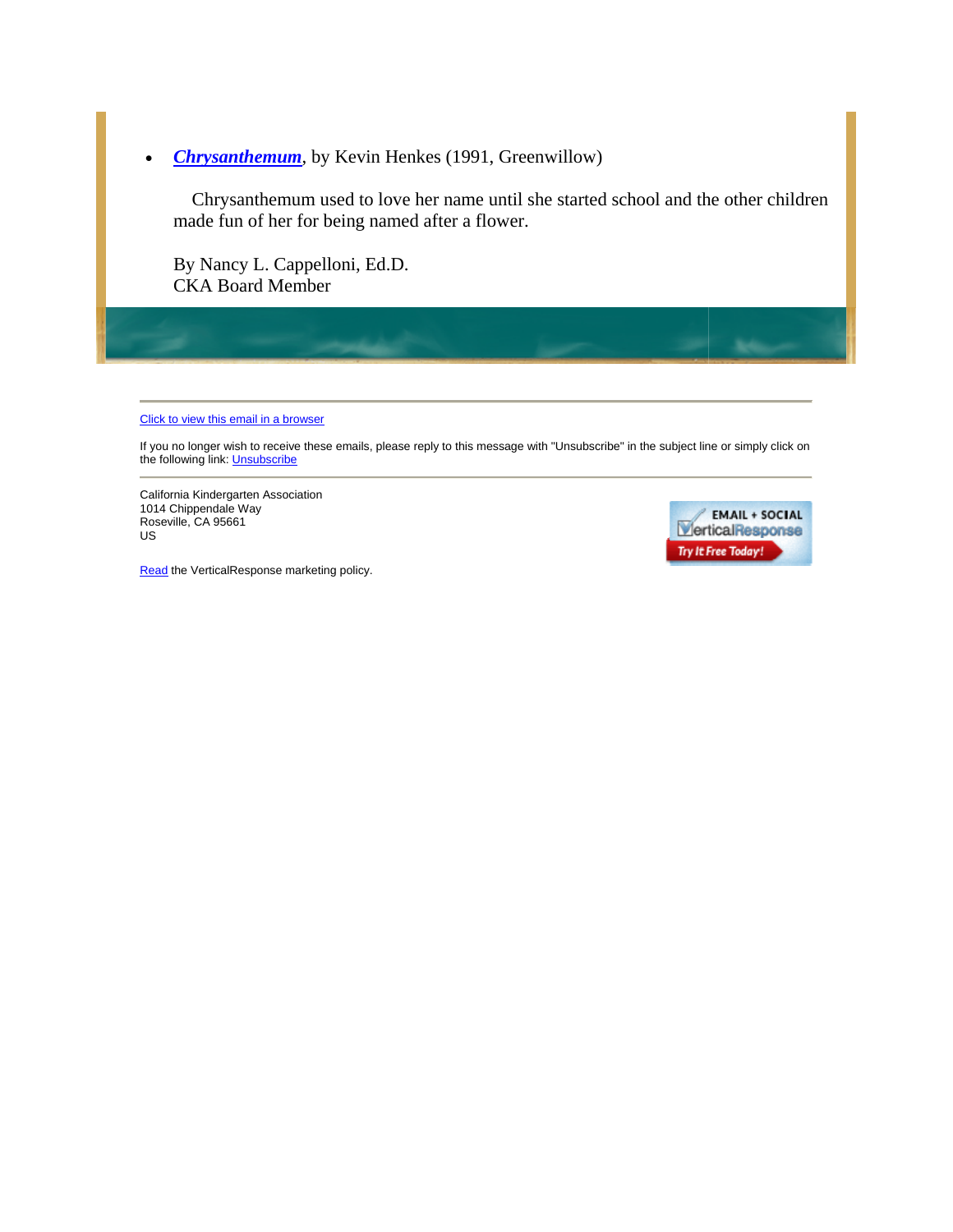- ***Chrysanthemum***, by Kevin Henkes (1991, Greenwillow)

  Chrysanthemum used to love her name until she started school and the other children made fun of her for being named after a flower.

  By Nancy L. Cappelloni, Ed.D.
  CKA Board Member

---

Click to view this email in a browser

If you no longer wish to receive these emails, please reply to this message with "Unsubscribe" in the subject line or simply click on the following link: Unsubscribe

---

California Kindergarten Association
1014 Chippendale Way
Roseville, CA 95661
US

EMAIL + SOCIAL
VerticalResponse
Try It Free Today!

Read the VerticalResponse marketing policy.